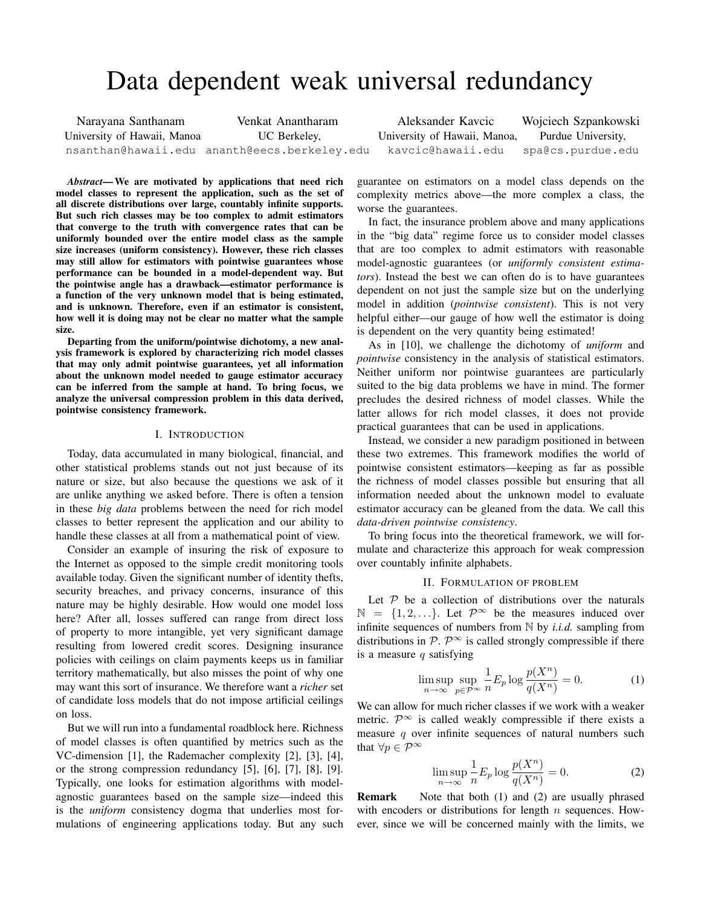# Data dependent weak universal redundancy

Narayana Santhanam, University of Hawaii, Manoa, nsanthan@hawaii.edu

Venkat Anantharam, UC Berkeley, ananth@eecs.berkeley.edu

Aleksander Kavcic, University of Hawaii, Manoa, kavcic@hawaii.edu

Wojciech Szpankowski, Purdue University, spa@cs.purdue.edu

***Abstract*— We are motivated by applications that need rich model classes to represent the application, such as the set of all discrete distributions over large, countably infinite supports. But such rich classes may be too complex to admit estimators that converge to the truth with convergence rates that can be uniformly bounded over the entire model class as the sample size increases (uniform consistency). However, these rich classes may still allow for estimators with pointwise guarantees whose performance can be bounded in a model-dependent way. But the pointwise angle has a drawback—estimator performance is a function of the very unknown model that is being estimated, and is unknown. Therefore, even if an estimator is consistent, how well it is doing may not be clear no matter what the sample size.**

**Departing from the uniform/pointwise dichotomy, a new analysis framework is explored by characterizing rich model classes that may only admit pointwise guarantees, yet all information about the unknown model needed to gauge estimator accuracy can be inferred from the sample at hand. To bring focus, we analyze the universal compression problem in this data derived, pointwise consistency framework.**

## I. Introduction

Today, data accumulated in many biological, financial, and other statistical problems stands out not just because of its nature or size, but also because the questions we ask of it are unlike anything we asked before. There is often a tension in these *big data* problems between the need for rich model classes to better represent the application and our ability to handle these classes at all from a mathematical point of view.

Consider an example of insuring the risk of exposure to the Internet as opposed to the simple credit monitoring tools available today. Given the significant number of identity thefts, security breaches, and privacy concerns, insurance of this nature may be highly desirable. How would one model loss here? After all, losses suffered can range from direct loss of property to more intangible, yet very significant damage resulting from lowered credit scores. Designing insurance policies with ceilings on claim payments keeps us in familiar territory mathematically, but also misses the point of why one may want this sort of insurance. We therefore want a *richer* set of candidate loss models that do not impose artificial ceilings on loss.

But we will run into a fundamental roadblock here. Richness of model classes is often quantified by metrics such as the VC-dimension [1], the Rademacher complexity [2], [3], [4], or the strong compression redundancy [5], [6], [7], [8], [9]. Typically, one looks for estimation algorithms with model-agnostic guarantees based on the sample size—indeed this is the *uniform* consistency dogma that underlies most formulations of engineering applications today. But any such guarantee on estimators on a model class depends on the complexity metrics above—the more complex a class, the worse the guarantees.

In fact, the insurance problem above and many applications in the "big data" regime force us to consider model classes that are too complex to admit estimators with reasonable model-agnostic guarantees (or *uniformly consistent estimators*). Instead the best we can often do is to have guarantees dependent on not just the sample size but on the underlying model in addition (*pointwise consistent*). This is not very helpful either—our gauge of how well the estimator is doing is dependent on the very quantity being estimated!

As in [10], we challenge the dichotomy of *uniform* and *pointwise* consistency in the analysis of statistical estimators. Neither uniform nor pointwise guarantees are particularly suited to the big data problems we have in mind. The former precludes the desired richness of model classes. While the latter allows for rich model classes, it does not provide practical guarantees that can be used in applications.

Instead, we consider a new paradigm positioned in between these two extremes. This framework modifies the world of pointwise consistent estimators—keeping as far as possible the richness of model classes possible but ensuring that all information needed about the unknown model to evaluate estimator accuracy can be gleaned from the data. We call this *data-driven pointwise consistency*.

To bring focus into the theoretical framework, we will formulate and characterize this approach for weak compression over countably infinite alphabets.

## II. Formulation of problem

Let $\mathcal{P}$ be a collection of distributions over the naturals $\mathbb{N} = \{1, 2, \ldots\}$. Let $\mathcal{P}^\infty$ be the measures induced over infinite sequences of numbers from $\mathbb{N}$ by *i.i.d.* sampling from distributions in $\mathcal{P}$. $\mathcal{P}^\infty$ is called strongly compressible if there is a measure $q$ satisfying

$$\limsup_{n\to\infty} \sup_{p\in\mathcal{P}^\infty} \frac{1}{n} E_p \log \frac{p(X^n)}{q(X^n)} = 0. \tag{1}$$

We can allow for much richer classes if we work with a weaker metric. $\mathcal{P}^\infty$ is called weakly compressible if there exists a measure $q$ over infinite sequences of natural numbers such that $\forall p \in \mathcal{P}^\infty$

$$\limsup_{n\to\infty} \frac{1}{n} E_p \log \frac{p(X^n)}{q(X^n)} = 0. \tag{2}$$

**Remark** Note that both (1) and (2) are usually phrased with encoders or distributions for length $n$ sequences. However, since we will be concerned mainly with the limits, we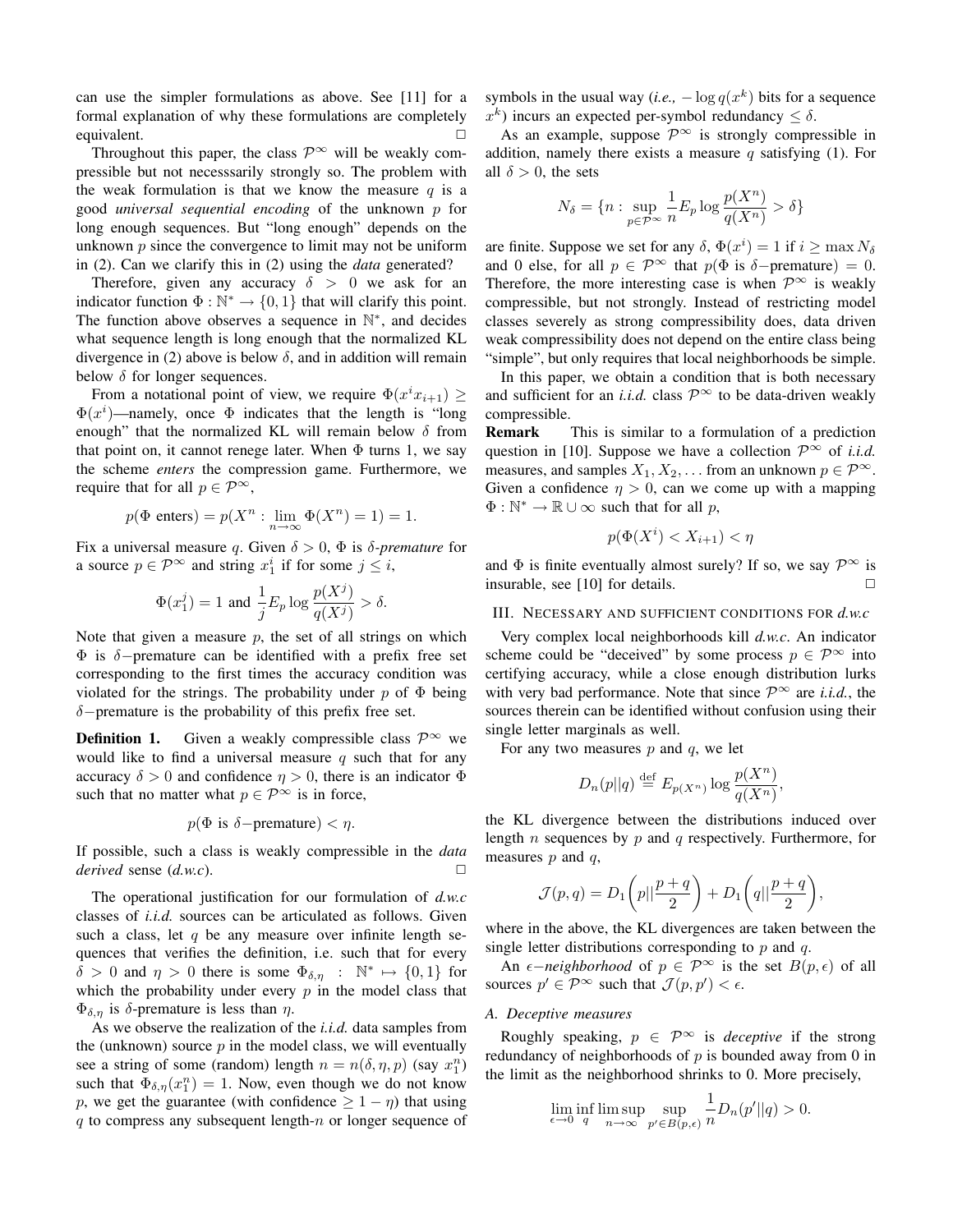can use the simpler formulations as above. See [11] for a formal explanation of why these formulations are completely equivalent. $\square$

Throughout this paper, the class $\mathcal{P}^\infty$ will be weakly compressible but not necesssarily strongly so. The problem with the weak formulation is that we know the measure $q$ is a good *universal sequential encoding* of the unknown $p$ for long enough sequences. But "long enough" depends on the unknown $p$ since the convergence to limit may not be uniform in (2). Can we clarify this in (2) using the *data* generated?

Therefore, given any accuracy $\delta > 0$ we ask for an indicator function $\Phi : \mathbb{N}^* \to \{0,1\}$ that will clarify this point. The function above observes a sequence in $\mathbb{N}^*$, and decides what sequence length is long enough that the normalized KL divergence in (2) above is below $\delta$, and in addition will remain below $\delta$ for longer sequences.

From a notational point of view, we require $\Phi(x^i x_{i+1}) \geq \Phi(x^i)$—namely, once $\Phi$ indicates that the length is "long enough" that the normalized KL will remain below $\delta$ from that point on, it cannot renege later. When $\Phi$ turns 1, we say the scheme *enters* the compression game. Furthermore, we require that for all $p \in \mathcal{P}^\infty$,

$$p(\Phi \text{ enters}) = p(X^n : \lim_{n\to\infty} \Phi(X^n) = 1) = 1.$$

Fix a universal measure $q$. Given $\delta > 0$, $\Phi$ is *$\delta$-premature* for a source $p \in \mathcal{P}^\infty$ and string $x_1^i$ if for some $j \leq i$,

$$\Phi(x_1^j) = 1 \text{ and } \frac{1}{j} E_p \log \frac{p(X^j)}{q(X^j)} > \delta.$$

Note that given a measure $p$, the set of all strings on which $\Phi$ is $\delta-$premature can be identified with a prefix free set corresponding to the first times the accuracy condition was violated for the strings. The probability under $p$ of $\Phi$ being $\delta-$premature is the probability of this prefix free set.

**Definition 1.** Given a weakly compressible class $\mathcal{P}^\infty$ we would like to find a universal measure $q$ such that for any accuracy $\delta > 0$ and confidence $\eta > 0$, there is an indicator $\Phi$ such that no matter what $p \in \mathcal{P}^\infty$ is in force,

$$p(\Phi \text{ is } \delta\text{−premature}) < \eta.$$

If possible, such a class is weakly compressible in the *data derived* sense (*d.w.c*). $\square$

The operational justification for our formulation of *d.w.c* classes of *i.i.d.* sources can be articulated as follows. Given such a class, let $q$ be any measure over infinite length sequences that verifies the definition, i.e. such that for every $\delta > 0$ and $\eta > 0$ there is some $\Phi_{\delta,\eta} : \mathbb{N}^* \mapsto \{0,1\}$ for which the probability under every $p$ in the model class that $\Phi_{\delta,\eta}$ is $\delta$-premature is less than $\eta$.

As we observe the realization of the *i.i.d.* data samples from the (unknown) source $p$ in the model class, we will eventually see a string of some (random) length $n = n(\delta, \eta, p)$ (say $x_1^n$) such that $\Phi_{\delta,\eta}(x_1^n) = 1$. Now, even though we do not know $p$, we get the guarantee (with confidence $\geq 1 - \eta$) that using $q$ to compress any subsequent length-$n$ or longer sequence of symbols in the usual way (*i.e.,* $-\log q(x^k)$ bits for a sequence $x^k$) incurs an expected per-symbol redundancy $\leq \delta$.

As an example, suppose $\mathcal{P}^\infty$ is strongly compressible in addition, namely there exists a measure $q$ satisfying (1). For all $\delta > 0$, the sets

$$N_\delta = \{n : \sup_{p\in\mathcal{P}^\infty} \frac{1}{n} E_p \log \frac{p(X^n)}{q(X^n)} > \delta\}$$

are finite. Suppose we set for any $\delta$, $\Phi(x^i) = 1$ if $i \geq \max N_\delta$ and 0 else, for all $p \in \mathcal{P}^\infty$ that $p(\Phi \text{ is } \delta\text{−premature}) = 0$. Therefore, the more interesting case is when $\mathcal{P}^\infty$ is weakly compressible, but not strongly. Instead of restricting model classes severely as strong compressibility does, data driven weak compressibility does not depend on the entire class being "simple", but only requires that local neighborhoods be simple.

In this paper, we obtain a condition that is both necessary and sufficient for an *i.i.d.* class $\mathcal{P}^\infty$ to be data-driven weakly compressible.

**Remark** This is similar to a formulation of a prediction question in [10]. Suppose we have a collection $\mathcal{P}^\infty$ of *i.i.d.* measures, and samples $X_1, X_2, \ldots$ from an unknown $p \in \mathcal{P}^\infty$. Given a confidence $\eta > 0$, can we come up with a mapping $\Phi : \mathbb{N}^* \to \mathbb{R} \cup \infty$ such that for all $p$,

$$p(\Phi(X^i) < X_{i+1}) < \eta$$

and $\Phi$ is finite eventually almost surely? If so, we say $\mathcal{P}^\infty$ is insurable, see [10] for details. $\square$

## III. Necessary and sufficient conditions for *d.w.c*

Very complex local neighborhoods kill *d.w.c*. An indicator scheme could be "deceived" by some process $p \in \mathcal{P}^\infty$ into certifying accuracy, while a close enough distribution lurks with very bad performance. Note that since $\mathcal{P}^\infty$ are *i.i.d.*, the sources therein can be identified without confusion using their single letter marginals as well.

For any two measures $p$ and $q$, we let

$$D_n(p||q) \stackrel{\text{def}}{=} E_{p(X^n)} \log \frac{p(X^n)}{q(X^n)},$$

the KL divergence between the distributions induced over length $n$ sequences by $p$ and $q$ respectively. Furthermore, for measures $p$ and $q$,

$$\mathcal{J}(p,q) = D_1\left(p||\frac{p+q}{2}\right) + D_1\left(q||\frac{p+q}{2}\right),$$

where in the above, the KL divergences are taken between the single letter distributions corresponding to $p$ and $q$.

An *$\epsilon-$neighborhood* of $p \in \mathcal{P}^\infty$ is the set $B(p,\epsilon)$ of all sources $p' \in \mathcal{P}^\infty$ such that $\mathcal{J}(p,p') < \epsilon$.

### A. Deceptive measures

Roughly speaking, $p \in \mathcal{P}^\infty$ is *deceptive* if the strong redundancy of neighborhoods of $p$ is bounded away from 0 in the limit as the neighborhood shrinks to 0. More precisely,

$$\lim_{\epsilon\to 0} \inf_q \limsup_{n\to\infty} \sup_{p'\in B(p,\epsilon)} \frac{1}{n} D_n(p'||q) > 0.$$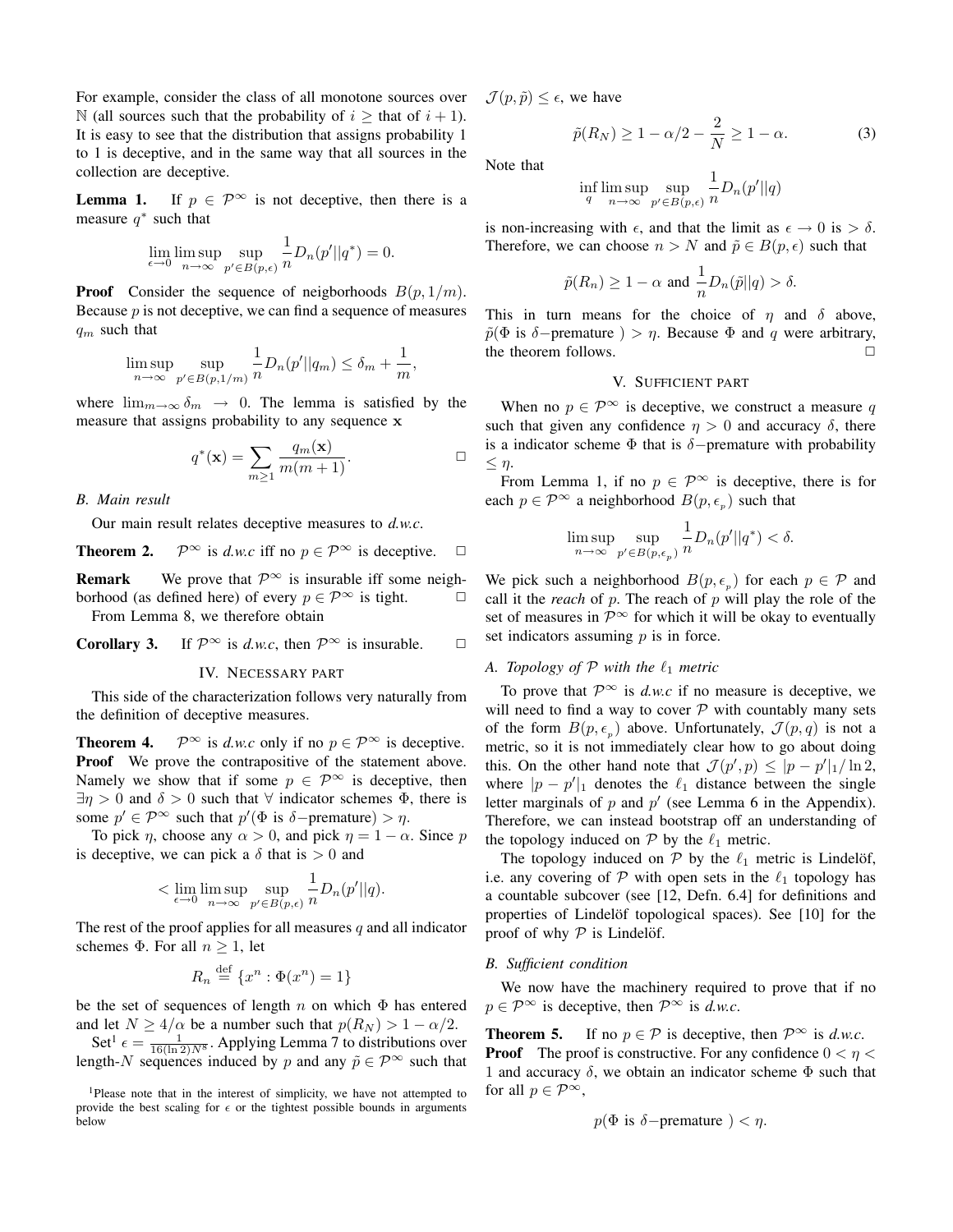For example, consider the class of all monotone sources over $\mathbb{N}$ (all sources such that the probability of $i \geq$ that of $i+1$). It is easy to see that the distribution that assigns probability 1 to 1 is deceptive, and in the same way that all sources in the collection are deceptive.

**Lemma 1.** If $p \in \mathcal{P}^\infty$ is not deceptive, then there is a measure $q^*$ such that

$$\lim_{\epsilon \to 0} \limsup_{n\to\infty} \sup_{p' \in B(p,\epsilon)} \frac{1}{n} D_n(p'||q^*) = 0.$$

**Proof** Consider the sequence of neigborhoods $B(p, 1/m)$. Because $p$ is not deceptive, we can find a sequence of measures $q_m$ such that

$$\limsup_{n\to\infty} \sup_{p' \in B(p,1/m)} \frac{1}{n} D_n(p'||q_m) \leq \delta_m + \frac{1}{m},$$

where $\lim_{m\to\infty} \delta_m \to 0$. The lemma is satisfied by the measure that assigns probability to any sequence $\mathbf{x}$

$$q^*(\mathbf{x}) = \sum_{m\geq 1} \frac{q_m(\mathbf{x})}{m(m+1)}. \qquad \square$$

### B. Main result

Our main result relates deceptive measures to *d.w.c.*

**Theorem 2.** $\mathcal{P}^\infty$ is *d.w.c* iff no $p \in \mathcal{P}^\infty$ is deceptive. $\square$

**Remark** We prove that $\mathcal{P}^\infty$ is insurable iff some neighborhood (as defined here) of every $p \in \mathcal{P}^\infty$ is tight. $\square$

From Lemma 8, we therefore obtain

**Corollary 3.** If $\mathcal{P}^\infty$ is *d.w.c*, then $\mathcal{P}^\infty$ is insurable. $\square$

## IV. Necessary part

This side of the characterization follows very naturally from the definition of deceptive measures.

**Theorem 4.** $\mathcal{P}^\infty$ is *d.w.c* only if no $p \in \mathcal{P}^\infty$ is deceptive.
**Proof** We prove the contrapositive of the statement above. Namely we show that if some $p \in \mathcal{P}^\infty$ is deceptive, then $\exists \eta > 0$ and $\delta > 0$ such that $\forall$ indicator schemes $\Phi$, there is some $p' \in \mathcal{P}^\infty$ such that $p'(\Phi$ is $\delta-$premature$) > \eta$.

To pick $\eta$, choose any $\alpha > 0$, and pick $\eta = 1 - \alpha$. Since $p$ is deceptive, we can pick a $\delta$ that is $> 0$ and

$$< \lim_{\epsilon \to 0} \limsup_{n\to\infty} \sup_{p' \in B(p,\epsilon)} \frac{1}{n} D_n(p'||q).$$

The rest of the proof applies for all measures $q$ and all indicator schemes $\Phi$. For all $n \geq 1$, let

$$R_n \stackrel{\text{def}}{=} \{x^n : \Phi(x^n) = 1\}$$

be the set of sequences of length $n$ on which $\Phi$ has entered and let $N \geq 4/\alpha$ be a number such that $p(R_N) > 1 - \alpha/2$.

Set[1] $\epsilon = \frac{1}{16(\ln 2)N^8}$. Applying Lemma 7 to distributions over length-$N$ sequences induced by $p$ and any $\tilde{p} \in \mathcal{P}^\infty$ such that $\mathcal{J}(p, \tilde{p}) \leq \epsilon$, we have

$$\tilde{p}(R_N) \geq 1 - \alpha/2 - \frac{2}{N} \geq 1 - \alpha. \tag{3}$$

Note that

$$\inf_q \limsup_{n\to\infty} \sup_{p' \in B(p,\epsilon)} \frac{1}{n} D_n(p'||q)$$

is non-increasing with $\epsilon$, and that the limit as $\epsilon \to 0$ is $> \delta$. Therefore, we can choose $n > N$ and $\tilde{p} \in B(p, \epsilon)$ such that

$$\tilde{p}(R_n) \geq 1 - \alpha \text{ and } \frac{1}{n} D_n(\tilde{p}||q) > \delta.$$

This in turn means for the choice of $\eta$ and $\delta$ above, $\tilde{p}(\Phi$ is $\delta-$premature $) > \eta$. Because $\Phi$ and $q$ were arbitrary, the theorem follows. $\square$

## V. Sufficient part

When no $p \in \mathcal{P}^\infty$ is deceptive, we construct a measure $q$ such that given any confidence $\eta > 0$ and accuracy $\delta$, there is a indicator scheme $\Phi$ that is $\delta-$premature with probability $\leq \eta$.

From Lemma 1, if no $p \in \mathcal{P}^\infty$ is deceptive, there is for each $p \in \mathcal{P}^\infty$ a neighborhood $B(p, \epsilon_p)$ such that

$$\limsup_{n\to\infty} \sup_{p' \in B(p,\epsilon_p)} \frac{1}{n} D_n(p'||q^*) < \delta.$$

We pick such a neighborhood $B(p, \epsilon_p)$ for each $p \in \mathcal{P}$ and call it the *reach* of $p$. The reach of $p$ will play the role of the set of measures in $\mathcal{P}^\infty$ for which it will be okay to eventually set indicators assuming $p$ is in force.

### A. Topology of $\mathcal{P}$ with the $\ell_1$ metric

To prove that $\mathcal{P}^\infty$ is *d.w.c* if no measure is deceptive, we will need to find a way to cover $\mathcal{P}$ with countably many sets of the form $B(p, \epsilon_p)$ above. Unfortunately, $\mathcal{J}(p, q)$ is not a metric, so it is not immediately clear how to go about doing this. On the other hand note that $\mathcal{J}(p', p) \leq |p - p'|_1 / \ln 2$, where $|p - p'|_1$ denotes the $\ell_1$ distance between the single letter marginals of $p$ and $p'$ (see Lemma 6 in the Appendix). Therefore, we can instead bootstrap off an understanding of the topology induced on $\mathcal{P}$ by the $\ell_1$ metric.

The topology induced on $\mathcal{P}$ by the $\ell_1$ metric is Lindelöf, i.e. any covering of $\mathcal{P}$ with open sets in the $\ell_1$ topology has a countable subcover (see [12, Defn. 6.4] for definitions and properties of Lindelöf topological spaces). See [10] for the proof of why $\mathcal{P}$ is Lindelöf.

### B. Sufficient condition

We now have the machinery required to prove that if no $p \in \mathcal{P}^\infty$ is deceptive, then $\mathcal{P}^\infty$ is *d.w.c*.

**Theorem 5.** If no $p \in \mathcal{P}$ is deceptive, then $\mathcal{P}^\infty$ is *d.w.c*.
**Proof** The proof is constructive. For any confidence $0 < \eta < 1$ and accuracy $\delta$, we obtain an indicator scheme $\Phi$ such that for all $p \in \mathcal{P}^\infty$,

$$p(\Phi \text{ is } \delta-\text{premature }) < \eta.$$

[1] Please note that in the interest of simplicity, we have not attempted to provide the best scaling for $\epsilon$ or the tightest possible bounds in arguments below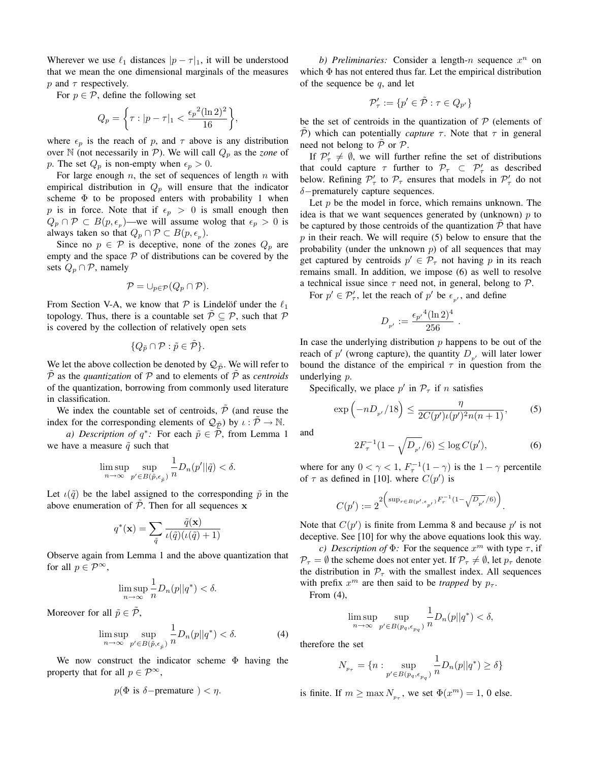Wherever we use $\ell_1$ distances $|p-\tau|_1$, it will be understood that we mean the one dimensional marginals of the measures $p$ and $\tau$ respectively.

For $p \in \mathcal{P}$, define the following set

$$Q_p = \left\{ \tau : |p - \tau|_1 < \frac{{\epsilon_p}^2 (\ln 2)^2}{16} \right\},$$

where $\epsilon_p$ is the reach of $p$, and $\tau$ above is any distribution over $\mathbb{N}$ (not necessarily in $\mathcal{P}$). We will call $Q_p$ as the *zone* of $p$. The set $Q_p$ is non-empty when $\epsilon_p > 0$.

For large enough $n$, the set of sequences of length $n$ with empirical distribution in $Q_p$ will ensure that the indicator scheme $\Phi$ to be proposed enters with probability 1 when $p$ is in force. Note that if $\epsilon_p > 0$ is small enough then $Q_p \cap \mathcal{P} \subset B(p, \epsilon_p)$—we will assume wolog that $\epsilon_p > 0$ is always taken so that $Q_p \cap \mathcal{P} \subset B(p, \epsilon_p)$.

Since no $p \in \mathcal{P}$ is deceptive, none of the zones $Q_p$ are empty and the space $\mathcal{P}$ of distributions can be covered by the sets $Q_p \cap \mathcal{P}$, namely

$$\mathcal{P} = \cup_{p \in \mathcal{P}} (Q_p \cap \mathcal{P}).$$

From Section V-A, we know that $\mathcal{P}$ is Lindelöf under the $\ell_1$ topology. Thus, there is a countable set $\tilde{\mathcal{P}} \subseteq \mathcal{P}$, such that $\mathcal{P}$ is covered by the collection of relatively open sets

$$\{Q_{\tilde{p}} \cap \mathcal{P} : \tilde{p} \in \tilde{\mathcal{P}}\}.$$

We let the above collection be denoted by $\mathcal{Q}_{\tilde{\mathcal{P}}}$. We will refer to $\tilde{\mathcal{P}}$ as the *quantization* of $\mathcal{P}$ and to elements of $\tilde{\mathcal{P}}$ as *centroids* of the quantization, borrowing from commonly used literature in classification.

We index the countable set of centroids, $\tilde{\mathcal{P}}$ (and reuse the index for the corresponding elements of $\mathcal{Q}_{\tilde{\mathcal{P}}}$) by $\iota : \tilde{\mathcal{P}} \to \mathbb{N}$.

*a) Description of $q^*$:* For each $\tilde{p} \in \tilde{\mathcal{P}}$, from Lemma 1 we have a measure $\tilde{q}$ such that

$$\limsup_{n\to\infty} \sup_{p' \in B(\tilde{p}, \epsilon_{\tilde{p}})} \frac{1}{n} D_n(p' || \tilde{q}) < \delta.$$

Let $\iota(\tilde{q})$ be the label assigned to the corresponding $\tilde{p}$ in the above enumeration of $\tilde{\mathcal{P}}$. Then for all sequences $\mathbf{x}$

$$q^*(\mathbf{x}) = \sum_{\tilde{q}} \frac{\tilde{q}(\mathbf{x})}{\iota(\tilde{q})(\iota(\tilde{q}) + 1)}$$

Observe again from Lemma 1 and the above quantization that for all $p \in \mathcal{P}^\infty$,

$$\limsup_{n\to\infty} \frac{1}{n} D_n(p||q^*) < \delta.$$

Moreover for all $\tilde{p} \in \tilde{\mathcal{P}}$,

$$\limsup_{n\to\infty} \sup_{p' \in B(\tilde{p}, \epsilon_{\tilde{p}})} \frac{1}{n} D_n(p||q^*) < \delta. \tag{4}$$

We now construct the indicator scheme $\Phi$ having the property that for all $p \in \mathcal{P}^\infty$,

$$p(\Phi \text{ is } \delta\text{−premature }) < \eta.$$

*b) Preliminaries:* Consider a length-$n$ sequence $x^n$ on which $\Phi$ has not entered thus far. Let the empirical distribution of the sequence be $q$, and let

$$\mathcal{P}'_\tau := \{p' \in \tilde{\mathcal{P}} : \tau \in Q_{p'}\}$$

be the set of centroids in the quantization of $\mathcal{P}$ (elements of $\tilde{\mathcal{P}}$) which can potentially *capture* $\tau$. Note that $\tau$ in general need not belong to $\tilde{\mathcal{P}}$ or $\mathcal{P}$.

If $\mathcal{P}'_\tau \neq \emptyset$, we will further refine the set of distributions that could capture $\tau$ further to $\mathcal{P}_\tau \subset \mathcal{P}'_\tau$ as described below. Refining $\mathcal{P}'_\tau$ to $\mathcal{P}_\tau$ ensures that models in $\mathcal{P}'_\tau$ do not $\delta$−prematurely capture sequences.

Let $p$ be the model in force, which remains unknown. The idea is that we want sequences generated by (unknown) $p$ to be captured by those centroids of the quantization $\tilde{\mathcal{P}}$ that have $p$ in their reach. We will require (5) below to ensure that the probability (under the unknown $p$) of all sequences that may get captured by centroids $p' \in \mathcal{P}_\tau$ not having $p$ in its reach remains small. In addition, we impose (6) as well to resolve a technical issue since $\tau$ need not, in general, belong to $\mathcal{P}$.

For $p' \in \mathcal{P}'_\tau$, let the reach of $p'$ be $\epsilon_{p'}$, and define

$$D_{p'} := \frac{{\epsilon_{p'}}^4 (\ln 2)^4}{256}\ .$$

In case the underlying distribution $p$ happens to be out of the reach of $p'$ (wrong capture), the quantity $D_{p'}$ will later lower bound the distance of the empirical $\tau$ in question from the underlying $p$.

Specifically, we place $p'$ in $\mathcal{P}_\tau$ if $n$ satisfies

$$\exp\left(-nD_{p'}/18\right) \le \frac{\eta}{2C(p')\iota(p')^2 n(n+1)}, \tag{5}$$

and

$$2F_\tau^{-1}(1 - \sqrt{D_{p'}}/6) \le \log C(p'), \tag{6}$$

where for any $0 < \gamma < 1$, $F_\tau^{-1}(1-\gamma)$ is the $1-\gamma$ percentile of $\tau$ as defined in [10]. where $C(p')$ is

$$C(p') := 2^{2\left(\sup_{r \in B(p', \epsilon_{p'})} F_r^{-1}(1 - \sqrt{D_{p'}}/6)\right)}.$$

Note that $C(p')$ is finite from Lemma 8 and because $p'$ is not deceptive. See [10] for why the above equations look this way.

*c) Description of $\Phi$:* For the sequence $x^m$ with type $\tau$, if $\mathcal{P}_\tau = \emptyset$ the scheme does not enter yet. If $\mathcal{P}_\tau \neq \emptyset$, let $p_\tau$ denote the distribution in $\mathcal{P}_\tau$ with the smallest index. All sequences with prefix $x^m$ are then said to be *trapped* by $p_\tau$.

From (4),

$$\limsup_{n\to\infty} \sup_{p' \in B(p_q, \epsilon_{p_q})} \frac{1}{n} D_n(p||q^*) < \delta,$$

therefore the set

$$N_{p_\tau} = \{n : \sup_{p' \in B(p_q, \epsilon_{p_q})} \frac{1}{n} D_n(p||q^*) \ge \delta\}$$

is finite. If $m \ge \max N_{p_\tau}$, we set $\Phi(x^m) = 1$, 0 else.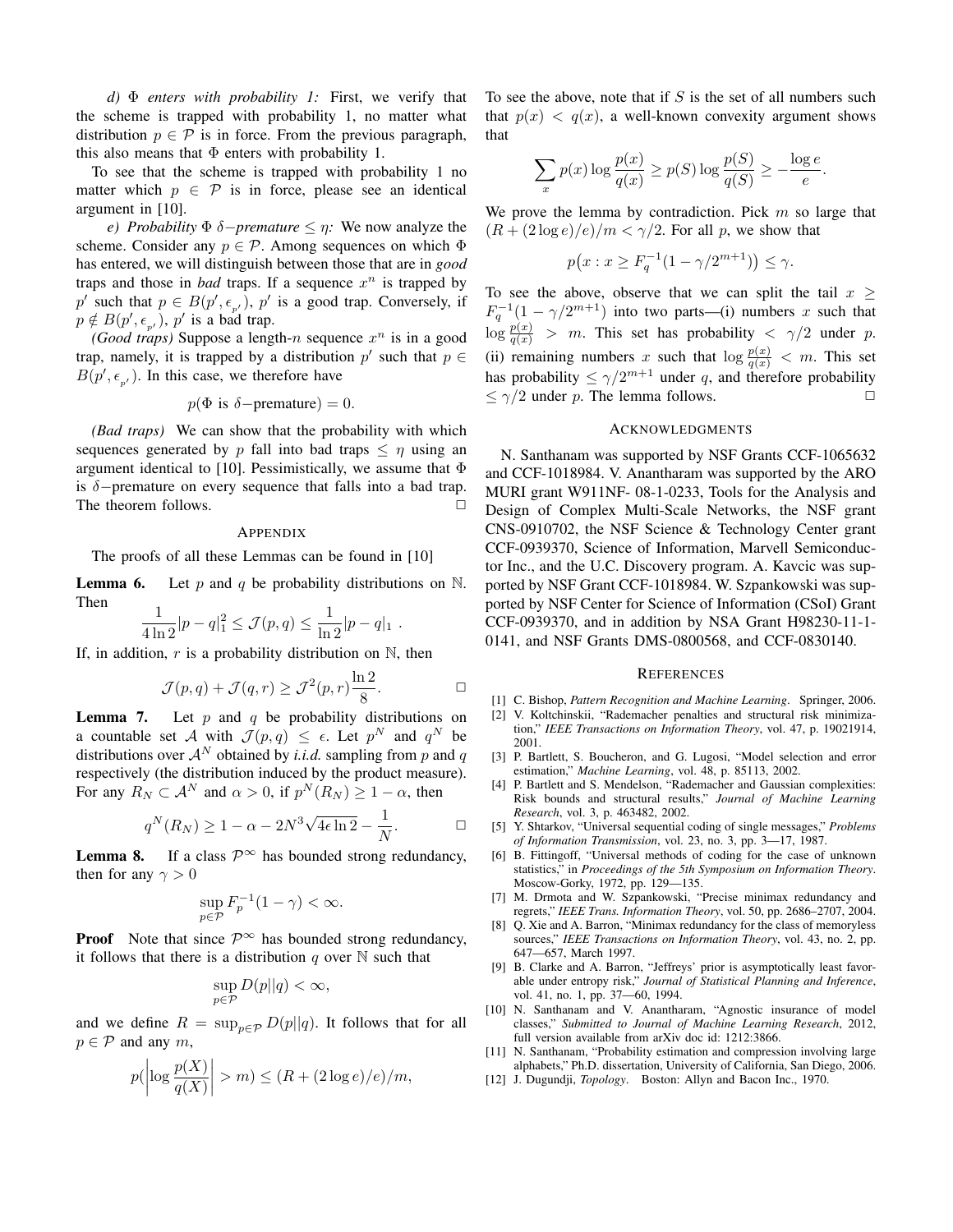*d) $\Phi$ enters with probability 1:* First, we verify that the scheme is trapped with probability 1, no matter what distribution $p \in \mathcal{P}$ is in force. From the previous paragraph, this also means that $\Phi$ enters with probability 1.

To see that the scheme is trapped with probability 1 no matter which $p \in \mathcal{P}$ is in force, please see an identical argument in [10].

*e) Probability $\Phi$ $\delta-$premature $\leq \eta$:* We now analyze the scheme. Consider any $p \in \mathcal{P}$. Among sequences on which $\Phi$ has entered, we will distinguish between those that are in *good* traps and those in *bad* traps. If a sequence $x^n$ is trapped by $p'$ such that $p \in B(p', \epsilon_{p'})$, $p'$ is a good trap. Conversely, if $p \notin B(p', \epsilon_{p'})$, $p'$ is a bad trap.

*(Good traps)* Suppose a length-$n$ sequence $x^n$ is in a good trap, namely, it is trapped by a distribution $p'$ such that $p \in B(p', \epsilon_{p'})$. In this case, we therefore have

$$p(\Phi \text{ is } \delta-\text{premature}) = 0.$$

*(Bad traps)* We can show that the probability with which sequences generated by $p$ fall into bad traps $\leq \eta$ using an argument identical to [10]. Pessimistically, we assume that $\Phi$ is $\delta-$premature on every sequence that falls into a bad trap. The theorem follows. □

## Appendix

The proofs of all these Lemmas can be found in [10]

**Lemma 6.** Let $p$ and $q$ be probability distributions on $\mathbb{N}$. Then

$$\frac{1}{4\ln 2}|p-q|_1^2 \leq \mathcal{J}(p,q) \leq \frac{1}{\ln 2}|p-q|_1 \ .$$

If, in addition, $r$ is a probability distribution on $\mathbb{N}$, then

$$\mathcal{J}(p,q) + \mathcal{J}(q,r) \geq \mathcal{J}^2(p,r)\frac{\ln 2}{8}. \qquad □$$

**Lemma 7.** Let $p$ and $q$ be probability distributions on a countable set $\mathcal{A}$ with $\mathcal{J}(p,q) \leq \epsilon$. Let $p^N$ and $q^N$ be distributions over $\mathcal{A}^N$ obtained by *i.i.d.* sampling from $p$ and $q$ respectively (the distribution induced by the product measure). For any $R_N \subset \mathcal{A}^N$ and $\alpha > 0$, if $p^N(R_N) \geq 1-\alpha$, then

$$q^N(R_N) \geq 1 - \alpha - 2N^3\sqrt{4\epsilon \ln 2} - \frac{1}{N}. \qquad □$$

**Lemma 8.** If a class $\mathcal{P}^\infty$ has bounded strong redundancy, then for any $\gamma > 0$

$$\sup_{p \in \mathcal{P}} F_p^{-1}(1-\gamma) < \infty.$$

**Proof** Note that since $\mathcal{P}^\infty$ has bounded strong redundancy, it follows that there is a distribution $q$ over $\mathbb{N}$ such that

$$\sup_{p \in \mathcal{P}} D(p||q) < \infty,$$

and we define $R = \sup_{p \in \mathcal{P}} D(p||q)$. It follows that for all $p \in \mathcal{P}$ and any $m$,

$$p\left(\left|\log\frac{p(X)}{q(X)}\right| > m\right) \leq (R + (2\log e)/e)/m,$$

To see the above, note that if $S$ is the set of all numbers such that $p(x) < q(x)$, a well-known convexity argument shows that

$$\sum_x p(x)\log\frac{p(x)}{q(x)} \geq p(S)\log\frac{p(S)}{q(S)} \geq -\frac{\log e}{e}.$$

We prove the lemma by contradiction. Pick $m$ so large that $(R + (2\log e)/e)/m < \gamma/2$. For all $p$, we show that

$$p\big(x : x \geq F_q^{-1}(1-\gamma/2^{m+1})\big) \leq \gamma.$$

To see the above, observe that we can split the tail $x \geq F_q^{-1}(1-\gamma/2^{m+1})$ into two parts—(i) numbers $x$ such that $\log\frac{p(x)}{q(x)} > m$. This set has probability $< \gamma/2$ under $p$. (ii) remaining numbers $x$ such that $\log\frac{p(x)}{q(x)} < m$. This set has probability $\leq \gamma/2^{m+1}$ under $q$, and therefore probability $\leq \gamma/2$ under $p$. The lemma follows. □

## Acknowledgments

N. Santhanam was supported by NSF Grants CCF-1065632 and CCF-1018984. V. Anantharam was supported by the ARO MURI grant W911NF- 08-1-0233, Tools for the Analysis and Design of Complex Multi-Scale Networks, the NSF grant CNS-0910702, the NSF Science & Technology Center grant CCF-0939370, Science of Information, Marvell Semiconductor Inc., and the U.C. Discovery program. A. Kavcic was supported by NSF Grant CCF-1018984. W. Szpankowski was supported by NSF Center for Science of Information (CSoI) Grant CCF-0939370, and in addition by NSA Grant H98230-11-1-0141, and NSF Grants DMS-0800568, and CCF-0830140.

## References

[1] C. Bishop, *Pattern Recognition and Machine Learning*. Springer, 2006.

[2] V. Koltchinskii, "Rademacher penalties and structural risk minimization," *IEEE Transactions on Information Theory*, vol. 47, p. 19021914, 2001.

[3] P. Bartlett, S. Boucheron, and G. Lugosi, "Model selection and error estimation," *Machine Learning*, vol. 48, p. 85113, 2002.

[4] P. Bartlett and S. Mendelson, "Rademacher and Gaussian complexities: Risk bounds and structural results," *Journal of Machine Learning Research*, vol. 3, p. 463482, 2002.

[5] Y. Shtarkov, "Universal sequential coding of single messages," *Problems of Information Transmission*, vol. 23, no. 3, pp. 3—17, 1987.

[6] B. Fittingoff, "Universal methods of coding for the case of unknown statistics," in *Proceedings of the 5th Symposium on Information Theory*. Moscow-Gorky, 1972, pp. 129—135.

[7] M. Drmota and W. Szpankowski, "Precise minimax redundancy and regrets," *IEEE Trans. Information Theory*, vol. 50, pp. 2686–2707, 2004.

[8] Q. Xie and A. Barron, "Minimax redundancy for the class of memoryless sources," *IEEE Transactions on Information Theory*, vol. 43, no. 2, pp. 647—657, March 1997.

[9] B. Clarke and A. Barron, "Jeffreys' prior is asymptotically least favorable under entropy risk," *Journal of Statistical Planning and Inference*, vol. 41, no. 1, pp. 37—60, 1994.

[10] N. Santhanam and V. Anantharam, "Agnostic insurance of model classes," *Submitted to Journal of Machine Learning Research*, 2012, full version available from arXiv doc id: 1212:3866.

[11] N. Santhanam, "Probability estimation and compression involving large alphabets," Ph.D. dissertation, University of California, San Diego, 2006.

[12] J. Dugundji, *Topology*. Boston: Allyn and Bacon Inc., 1970.